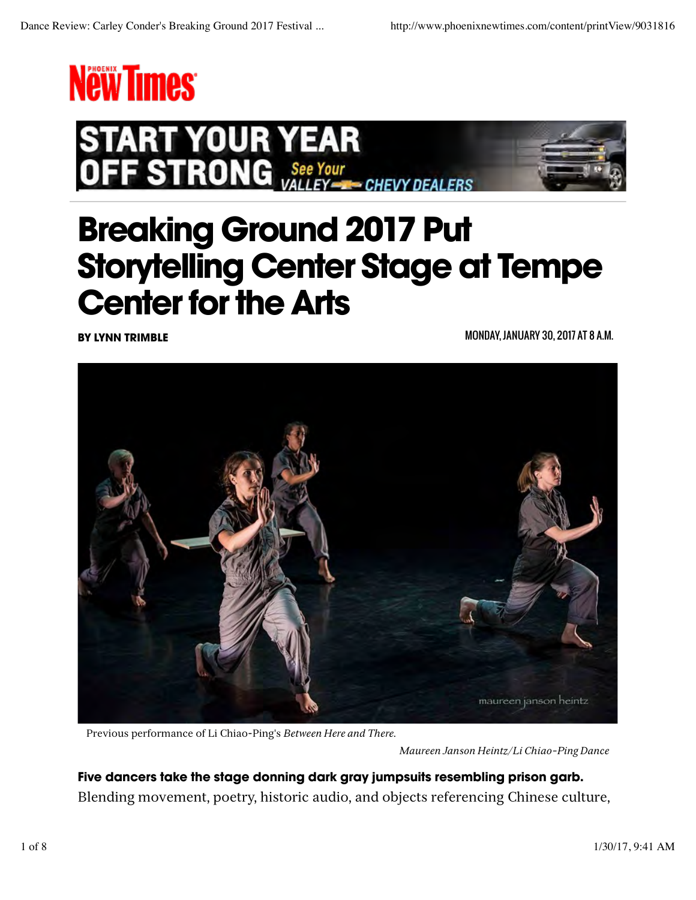# Breaking Ground 2017 Put Storytelling Center Stage at Tempe Center for the Arts

**BY LYNN TRIMBLE**

MONDAY, JANUARY 30, 2017 AT 8 A.M.

Previous performance of Li Chiao-Ping's *Between Here and There.*

*Maureen Janson Heintz/Li Chiao-Ping Dance*

**Five dancers take the stage donning dark gray jumpsuits resembling prison garb.** Blending movement, poetry, historic audio, and objects referencing Chinese culture,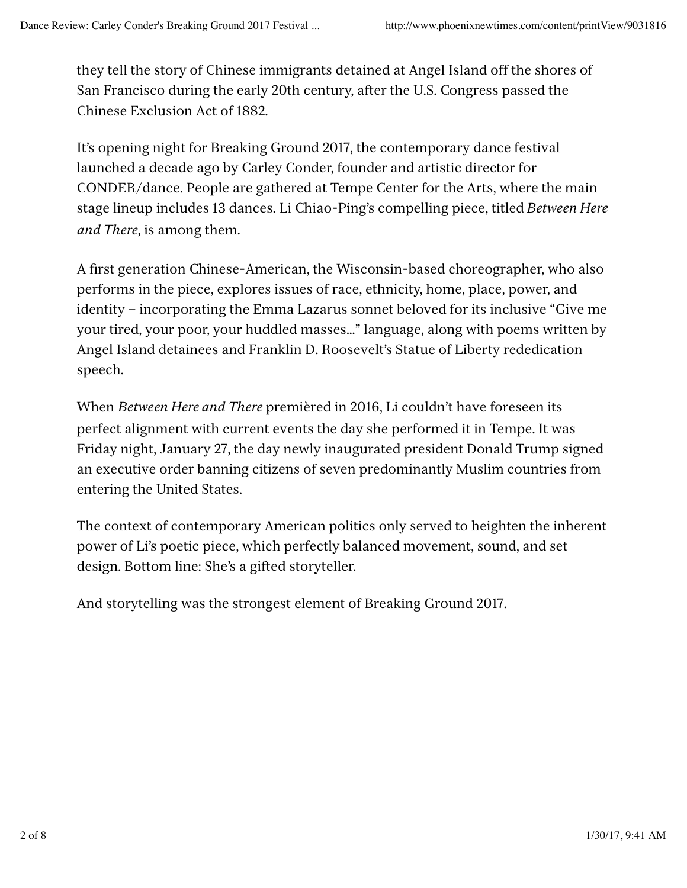they tell the story of Chinese immigrants detained at Angel Island off the shores of San Francisco during the early 20th century, after the U.S. Congress passed the Chinese Exclusion Act of 1882.

It's opening night for Breaking Ground 2017, the contemporary dance festival launched a decade ago by Carley Conder, founder and artistic director for CONDER/dance. People are gathered at Tempe Center for the Arts, where the main stage lineup includes 13 dances. Li Chiao-Ping's compelling piece, titled *Between Here and There*, is among them.

A first generation Chinese-American, the Wisconsin-based choreographer, who also performs in the piece, explores issues of race, ethnicity, home, place, power, and identity – incorporating the Emma Lazarus sonnet beloved for its inclusive "Give me your tired, your poor, your huddled masses..." language, along with poems written by Angel Island detainees and Franklin D. Roosevelt's Statue of Liberty rededication speech.

When *Between Here and There* premièred in 2016, Li couldn't have foreseen its perfect alignment with current events the day she performed it in Tempe. It was Friday night, January 27, the day newly inaugurated president Donald Trump signed an executive order banning citizens of seven predominantly Muslim countries from entering the United States.

The context of contemporary American politics only served to heighten the inherent power of Li's poetic piece, which perfectly balanced movement, sound, and set design. Bottom line: She's a gifted storyteller.

And storytelling was the strongest element of Breaking Ground 2017.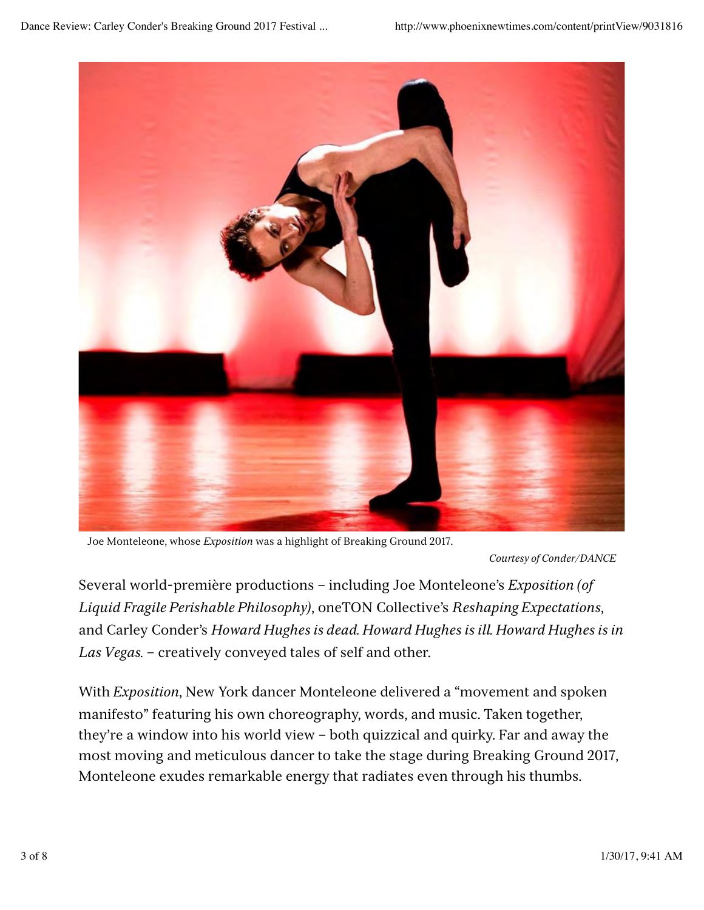Joe Monteleone, whose *Exposition* was a highlight of Breaking Ground 2017.

*Courtesy of Conder/DANCE*

Several world-première productions – including Joe Monteleone's *Exposition (of Liquid Fragile Perishable Philosophy)*, oneTON Collective's *Reshaping Expectations*, and Carley Conder's *Howard Hughes is dead. Howard Hughes is ill. Howard Hughes is in Las Vegas.* – creatively conveyed tales of self and other.

With *Exposition*, New York dancer Monteleone delivered a "movement and spoken manifesto" featuring his own choreography, words, and music. Taken together, they're a window into his world view – both quizzical and quirky. Far and away the most moving and meticulous dancer to take the stage during Breaking Ground 2017, Monteleone exudes remarkable energy that radiates even through his thumbs.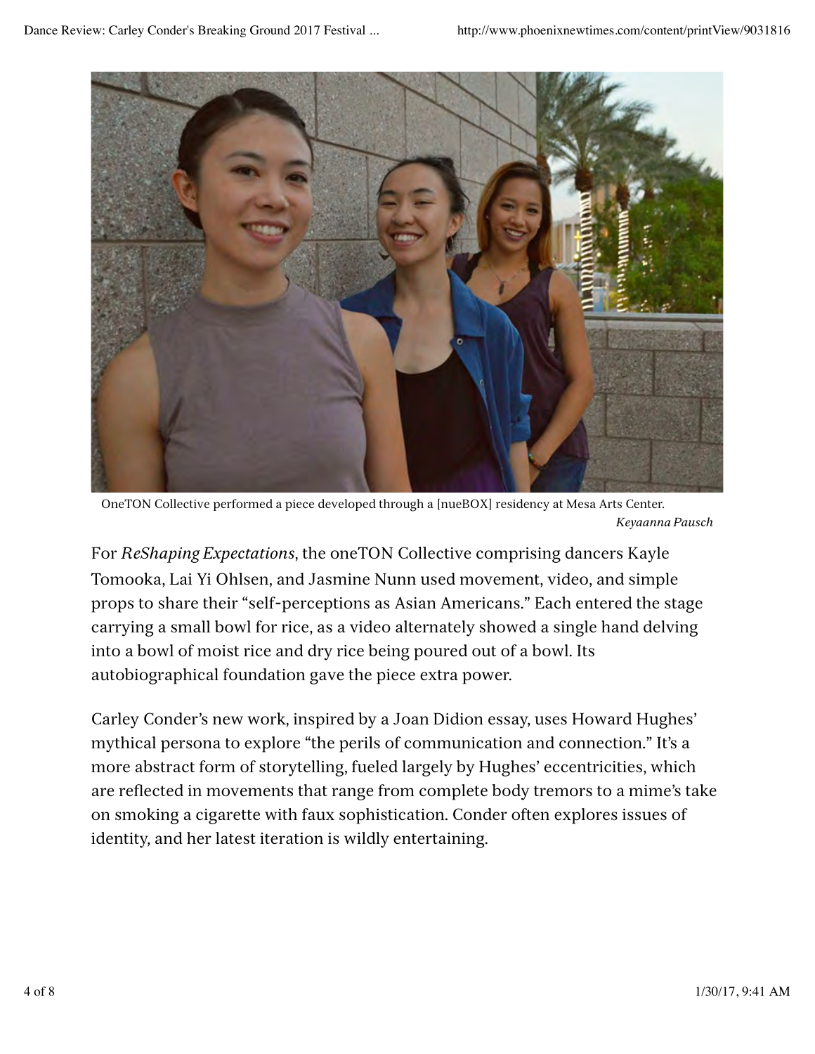OneTON Collective performed a piece developed through a [nueBOX] residency at Mesa Arts Center.
*Keyaanna Pausch*

For *ReShaping Expectations*, the oneTON Collective comprising dancers Kayle Tomooka, Lai Yi Ohlsen, and Jasmine Nunn used movement, video, and simple props to share their "self-perceptions as Asian Americans." Each entered the stage carrying a small bowl for rice, as a video alternately showed a single hand delving into a bowl of moist rice and dry rice being poured out of a bowl. Its autobiographical foundation gave the piece extra power.

Carley Conder's new work, inspired by a Joan Didion essay, uses Howard Hughes' mythical persona to explore "the perils of communication and connection." It's a more abstract form of storytelling, fueled largely by Hughes' eccentricities, which are reflected in movements that range from complete body tremors to a mime's take on smoking a cigarette with faux sophistication. Conder often explores issues of identity, and her latest iteration is wildly entertaining.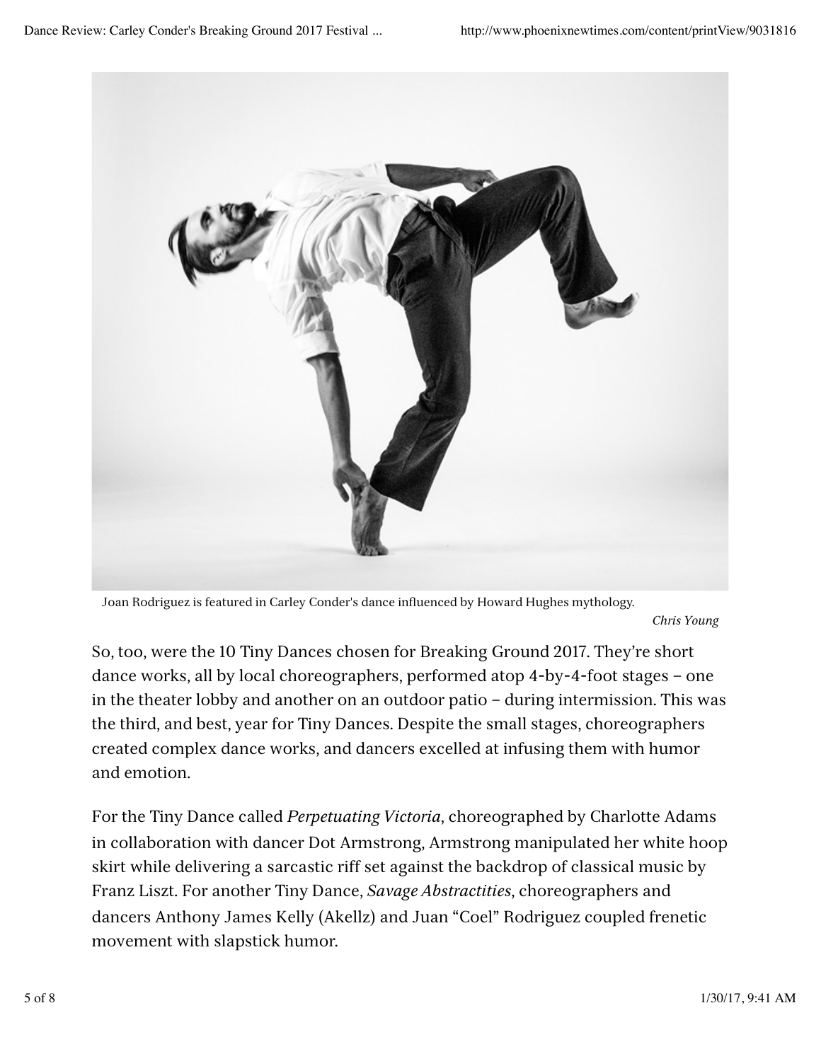Joan Rodriguez is featured in Carley Conder's dance influenced by Howard Hughes mythology.

*Chris Young*

So, too, were the 10 Tiny Dances chosen for Breaking Ground 2017. They're short dance works, all by local choreographers, performed atop 4-by-4-foot stages – one in the theater lobby and another on an outdoor patio – during intermission. This was the third, and best, year for Tiny Dances. Despite the small stages, choreographers created complex dance works, and dancers excelled at infusing them with humor and emotion.

For the Tiny Dance called *Perpetuating Victoria*, choreographed by Charlotte Adams in collaboration with dancer Dot Armstrong, Armstrong manipulated her white hoop skirt while delivering a sarcastic riff set against the backdrop of classical music by Franz Liszt. For another Tiny Dance, *Savage Abstractities*, choreographers and dancers Anthony James Kelly (Akellz) and Juan "Coel" Rodriguez coupled frenetic movement with slapstick humor.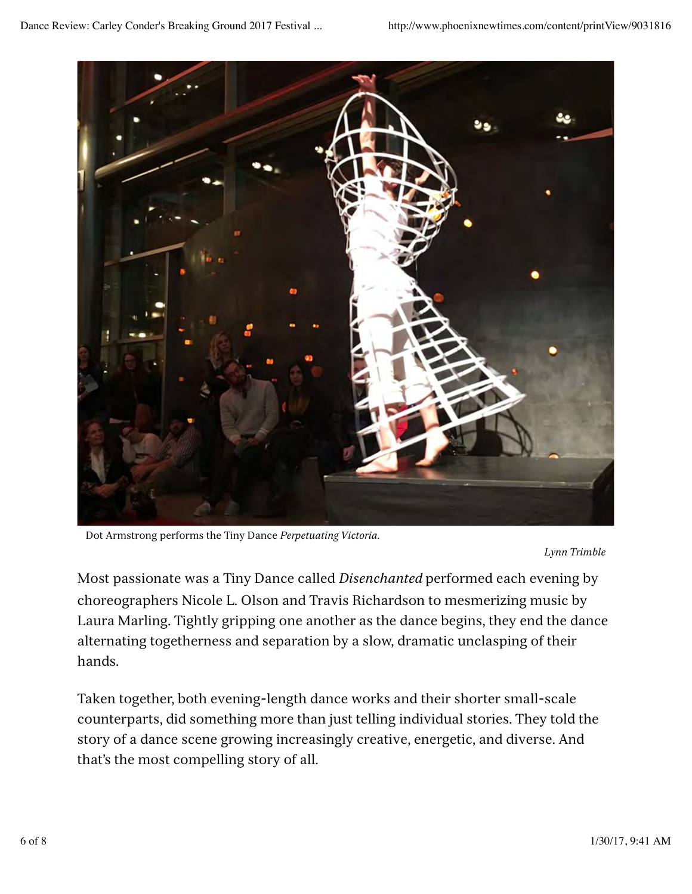Dot Armstrong performs the Tiny Dance *Perpetuating Victoria*.

*Lynn Trimble*

Most passionate was a Tiny Dance called *Disenchanted* performed each evening by choreographers Nicole L. Olson and Travis Richardson to mesmerizing music by Laura Marling. Tightly gripping one another as the dance begins, they end the dance alternating togetherness and separation by a slow, dramatic unclasping of their hands.

Taken together, both evening-length dance works and their shorter small-scale counterparts, did something more than just telling individual stories. They told the story of a dance scene growing increasingly creative, energetic, and diverse. And that's the most compelling story of all.